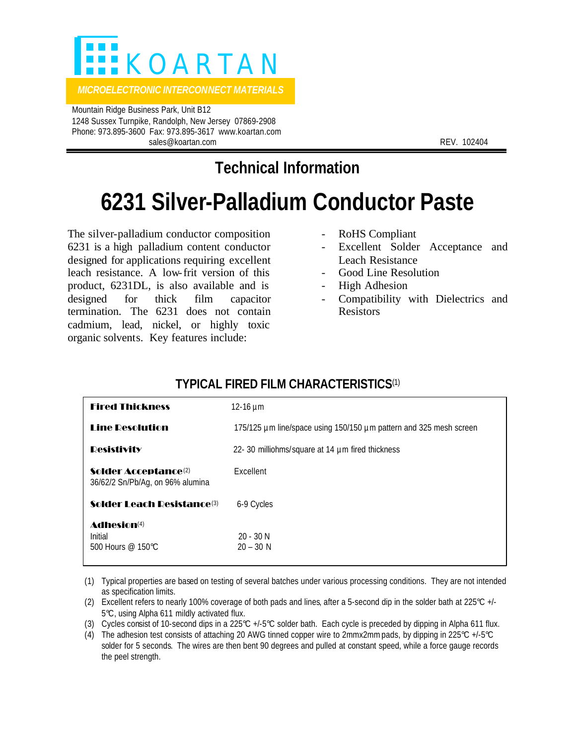# KOARTAN

*MICROELECTRONIC INTERCONNECT MATERIALS*

Mountain Ridge Business Park, Unit B12
1248 Sussex Turnpike, Randolph, New Jersey 07869-2908
Phone: 973.895-3600 Fax: 973.895-3617 www.koartan.com
sales@koartan.com

REV. 102404

## Technical Information

# 6231 Silver-Palladium Conductor Paste

The silver-palladium conductor composition 6231 is a high palladium content conductor designed for applications requiring excellent leach resistance. A low-frit version of this product, 6231DL, is also available and is designed for thick film capacitor termination. The 6231 does not contain cadmium, lead, nickel, or highly toxic organic solvents. Key features include:

- RoHS Compliant
- Excellent Solder Acceptance and Leach Resistance
- Good Line Resolution
- High Adhesion
- Compatibility with Dielectrics and Resistors

### TYPICAL FIRED FILM CHARACTERISTICS[1]

| Property | Value |
|---|---|
| **Fired Thickness** | 12-16 µm |
| **Line Resolution** | 175/125 µm line/space using 150/150 µm pattern and 325 mesh screen |
| **Resistivity** | 22- 30 milliohms/square at 14 µm fired thickness |
| **Solder Acceptance**[2] 36/62/2 Sn/Pb/Ag, on 96% alumina | Excellent |
| **Solder Leach Resistance**[3] | 6-9 Cycles |
| **Adhesion**[4] | |
| Initial | 20 - 30 N |
| 500 Hours @ 150℃ | 20 – 30 N |

(1) Typical properties are based on testing of several batches under various processing conditions. They are not intended as specification limits.

(2) Excellent refers to nearly 100% coverage of both pads and lines, after a 5-second dip in the solder bath at 225℃ +/- 5℃, using Alpha 611 mildly activated flux.

(3) Cycles consist of 10-second dips in a 225℃ +/-5℃ solder bath. Each cycle is preceded by dipping in Alpha 611 flux.

(4) The adhesion test consists of attaching 20 AWG tinned copper wire to 2mmx2mm pads, by dipping in 225℃ +/-5℃ solder for 5 seconds. The wires are then bent 90 degrees and pulled at constant speed, while a force gauge records the peel strength.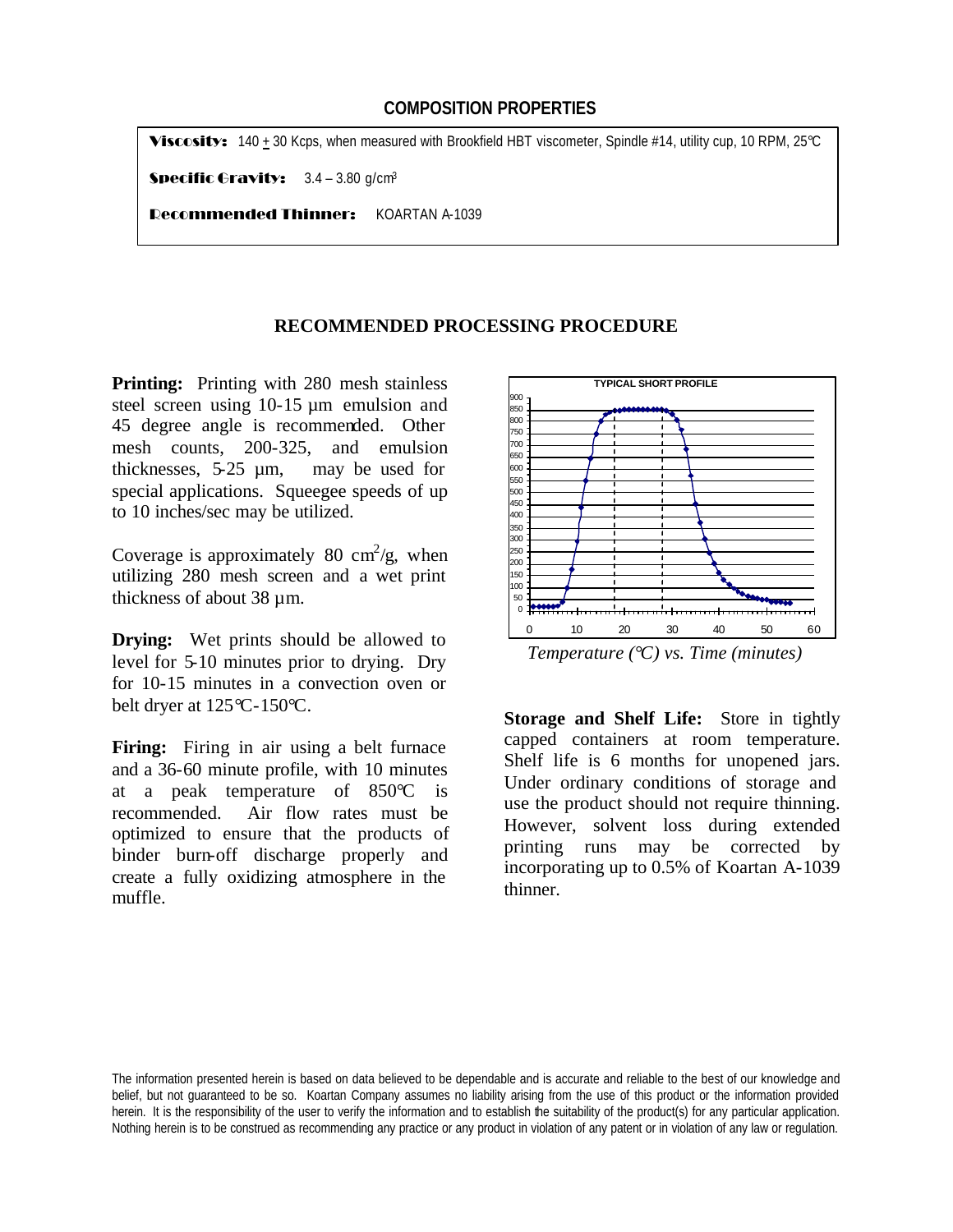## COMPOSITION PROPERTIES

**Viscosity:** 140 ± 30 Kcps, when measured with Brookfield HBT viscometer, Spindle #14, utility cup, 10 RPM, 25°C

**Specific Gravity:** 3.4 – 3.80 g/cm$^3$

**Recommended Thinner:** KOARTAN A-1039

## RECOMMENDED PROCESSING PROCEDURE

**Printing:** Printing with 280 mesh stainless steel screen using 10-15 µm emulsion and 45 degree angle is recommended. Other mesh counts, 200-325, and emulsion thicknesses, 5-25 µm, may be used for special applications. Squeegee speeds of up to 10 inches/sec may be utilized.

Coverage is approximately 80 cm$^2$/g, when utilizing 280 mesh screen and a wet print thickness of about 38 µm.

**Drying:** Wet prints should be allowed to level for 5-10 minutes prior to drying. Dry for 10-15 minutes in a convection oven or belt dryer at 125°C-150°C.

**Firing:** Firing in air using a belt furnace and a 36-60 minute profile, with 10 minutes at a peak temperature of 850°C is recommended. Air flow rates must be optimized to ensure that the products of binder burn-off discharge properly and create a fully oxidizing atmosphere in the muffle.

TYPICAL SHORT PROFILE

900
850
800
750
700
650
600
550
500
450
400
350
300
250
200
150
100
50
0

0 10 20 30 40 50 60

*Temperature (°C) vs. Time (minutes)*

**Storage and Shelf Life:** Store in tightly capped containers at room temperature. Shelf life is 6 months for unopened jars. Under ordinary conditions of storage and use the product should not require thinning. However, solvent loss during extended printing runs may be corrected by incorporating up to 0.5% of Koartan A-1039 thinner.

The information presented herein is based on data believed to be dependable and is accurate and reliable to the best of our knowledge and belief, but not guaranteed to be so. Koartan Company assumes no liability arising from the use of this product or the information provided herein. It is the responsibility of the user to verify the information and to establish the suitability of the product(s) for any particular application. Nothing herein is to be construed as recommending any practice or any product in violation of any patent or in violation of any law or regulation.